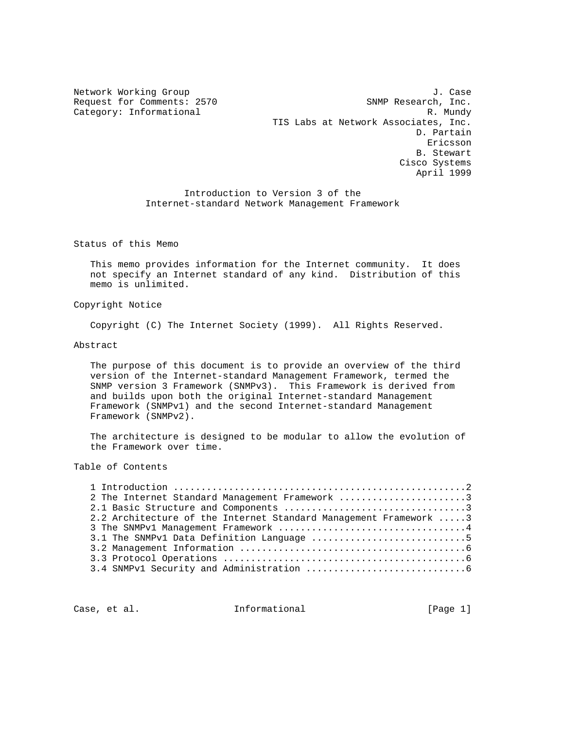Network Working Group J. Case
Request for Comments: 2570 SNMP Research, Inc.
Category: Informational R. Mundy
TIS Labs at Network Associates, Inc.
D. Partain
Ericsson
B. Stewart
Cisco Systems
April 1999

# Introduction to Version 3 of the Internet-standard Network Management Framework

## Status of this Memo

This memo provides information for the Internet community. It does not specify an Internet standard of any kind. Distribution of this memo is unlimited.

## Copyright Notice

Copyright (C) The Internet Society (1999). All Rights Reserved.

## Abstract

The purpose of this document is to provide an overview of the third version of the Internet-standard Management Framework, termed the SNMP version 3 Framework (SNMPv3). This Framework is derived from and builds upon both the original Internet-standard Management Framework (SNMPv1) and the second Internet-standard Management Framework (SNMPv2).

The architecture is designed to be modular to allow the evolution of the Framework over time.

## Table of Contents

```
1 Introduction ....................................................2
2 The Internet Standard Management Framework ......................3
2.1 Basic Structure and Components ................................3
2.2 Architecture of the Internet Standard Management Framework .....3
3 The SNMPv1 Management Framework .................................4
3.1 The SNMPv1 Data Definition Language ...........................5
3.2 Management Information ........................................6
3.3 Protocol Operations ...........................................6
3.4 SNMPv1 Security and Administration ............................6
```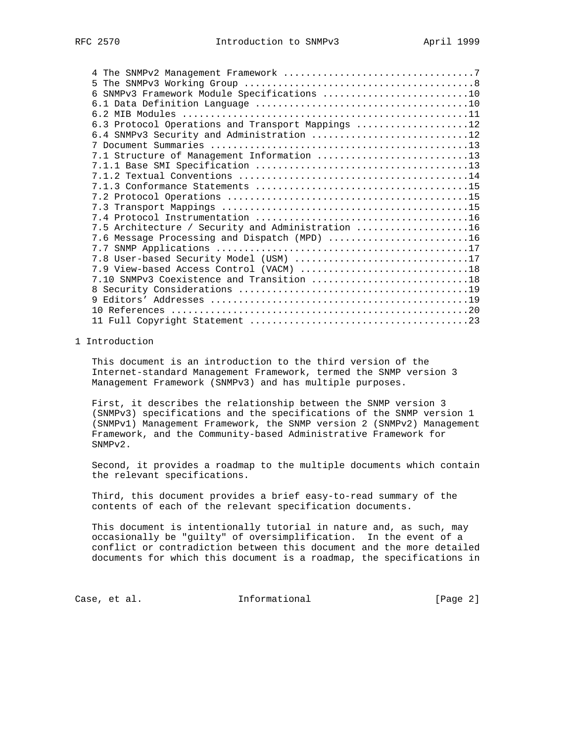4 The SNMPv2 Management Framework .................................7
5 The SNMPv3 Working Group ........................................8
6 SNMPv3 Framework Module Specifications ..........................10
6.1 Data Definition Language ......................................10
6.2 MIB Modules ...................................................11
6.3 Protocol Operations and Transport Mappings ....................12
6.4 SNMPv3 Security and Administration ............................12
7 Document Summaries ..............................................13
7.1 Structure of Management Information ...........................13
7.1.1 Base SMI Specification ......................................13
7.1.2 Textual Conventions .........................................14
7.1.3 Conformance Statements ......................................15
7.2 Protocol Operations ...........................................15
7.3 Transport Mappings ............................................15
7.4 Protocol Instrumentation ......................................16
7.5 Architecture / Security and Administration ....................16
7.6 Message Processing and Dispatch (MPD) .........................16
7.7 SNMP Applications .............................................17
7.8 User-based Security Model (USM) ...............................17
7.9 View-based Access Control (VACM) ..............................18
7.10 SNMPv3 Coexistence and Transition ............................18
8 Security Considerations .........................................19
9 Editors' Addresses ..............................................19
10 References .....................................................20
11 Full Copyright Statement .......................................23

# 1 Introduction

This document is an introduction to the third version of the Internet-standard Management Framework, termed the SNMP version 3 Management Framework (SNMPv3) and has multiple purposes.

First, it describes the relationship between the SNMP version 3 (SNMPv3) specifications and the specifications of the SNMP version 1 (SNMPv1) Management Framework, the SNMP version 2 (SNMPv2) Management Framework, and the Community-based Administrative Framework for SNMPv2.

Second, it provides a roadmap to the multiple documents which contain the relevant specifications.

Third, this document provides a brief easy-to-read summary of the contents of each of the relevant specification documents.

This document is intentionally tutorial in nature and, as such, may occasionally be "guilty" of oversimplification. In the event of a conflict or contradiction between this document and the more detailed documents for which this document is a roadmap, the specifications in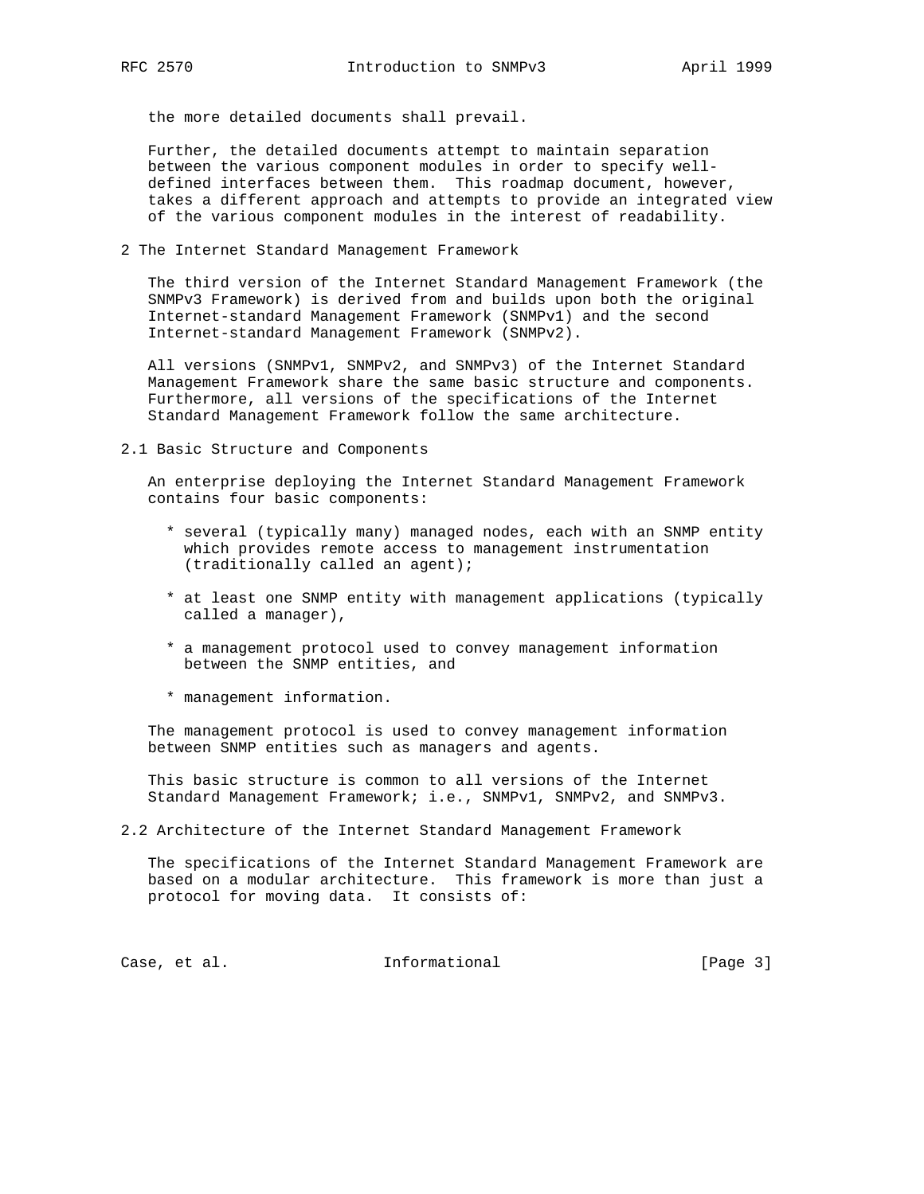the more detailed documents shall prevail.

Further, the detailed documents attempt to maintain separation between the various component modules in order to specify well-defined interfaces between them. This roadmap document, however, takes a different approach and attempts to provide an integrated view of the various component modules in the interest of readability.

## 2 The Internet Standard Management Framework

The third version of the Internet Standard Management Framework (the SNMPv3 Framework) is derived from and builds upon both the original Internet-standard Management Framework (SNMPv1) and the second Internet-standard Management Framework (SNMPv2).

All versions (SNMPv1, SNMPv2, and SNMPv3) of the Internet Standard Management Framework share the same basic structure and components. Furthermore, all versions of the specifications of the Internet Standard Management Framework follow the same architecture.

### 2.1 Basic Structure and Components

An enterprise deploying the Internet Standard Management Framework contains four basic components:

* several (typically many) managed nodes, each with an SNMP entity which provides remote access to management instrumentation (traditionally called an agent);

* at least one SNMP entity with management applications (typically called a manager),

* a management protocol used to convey management information between the SNMP entities, and

* management information.

The management protocol is used to convey management information between SNMP entities such as managers and agents.

This basic structure is common to all versions of the Internet Standard Management Framework; i.e., SNMPv1, SNMPv2, and SNMPv3.

### 2.2 Architecture of the Internet Standard Management Framework

The specifications of the Internet Standard Management Framework are based on a modular architecture. This framework is more than just a protocol for moving data. It consists of: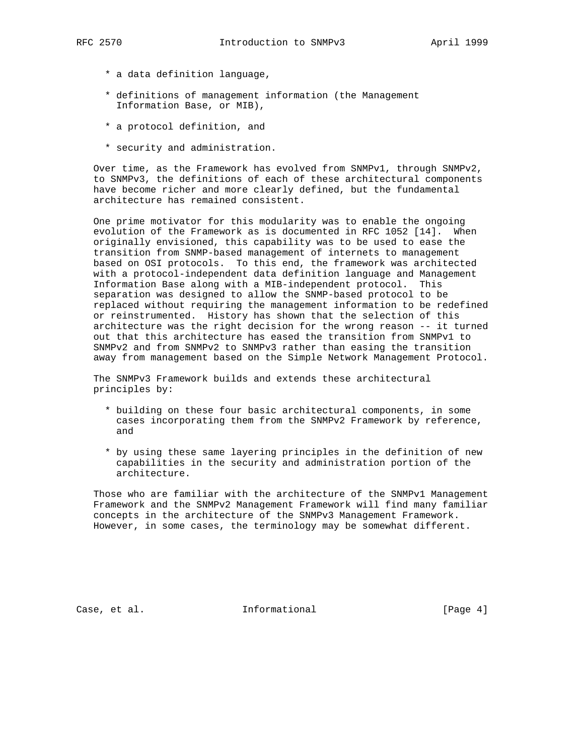* a data definition language,

* definitions of management information (the Management Information Base, or MIB),

* a protocol definition, and

* security and administration.

Over time, as the Framework has evolved from SNMPv1, through SNMPv2, to SNMPv3, the definitions of each of these architectural components have become richer and more clearly defined, but the fundamental architecture has remained consistent.

One prime motivator for this modularity was to enable the ongoing evolution of the Framework as is documented in RFC 1052 [14]. When originally envisioned, this capability was to be used to ease the transition from SNMP-based management of internets to management based on OSI protocols. To this end, the framework was architected with a protocol-independent data definition language and Management Information Base along with a MIB-independent protocol. This separation was designed to allow the SNMP-based protocol to be replaced without requiring the management information to be redefined or reinstrumented. History has shown that the selection of this architecture was the right decision for the wrong reason -- it turned out that this architecture has eased the transition from SNMPv1 to SNMPv2 and from SNMPv2 to SNMPv3 rather than easing the transition away from management based on the Simple Network Management Protocol.

The SNMPv3 Framework builds and extends these architectural principles by:

* building on these four basic architectural components, in some cases incorporating them from the SNMPv2 Framework by reference, and

* by using these same layering principles in the definition of new capabilities in the security and administration portion of the architecture.

Those who are familiar with the architecture of the SNMPv1 Management Framework and the SNMPv2 Management Framework will find many familiar concepts in the architecture of the SNMPv3 Management Framework. However, in some cases, the terminology may be somewhat different.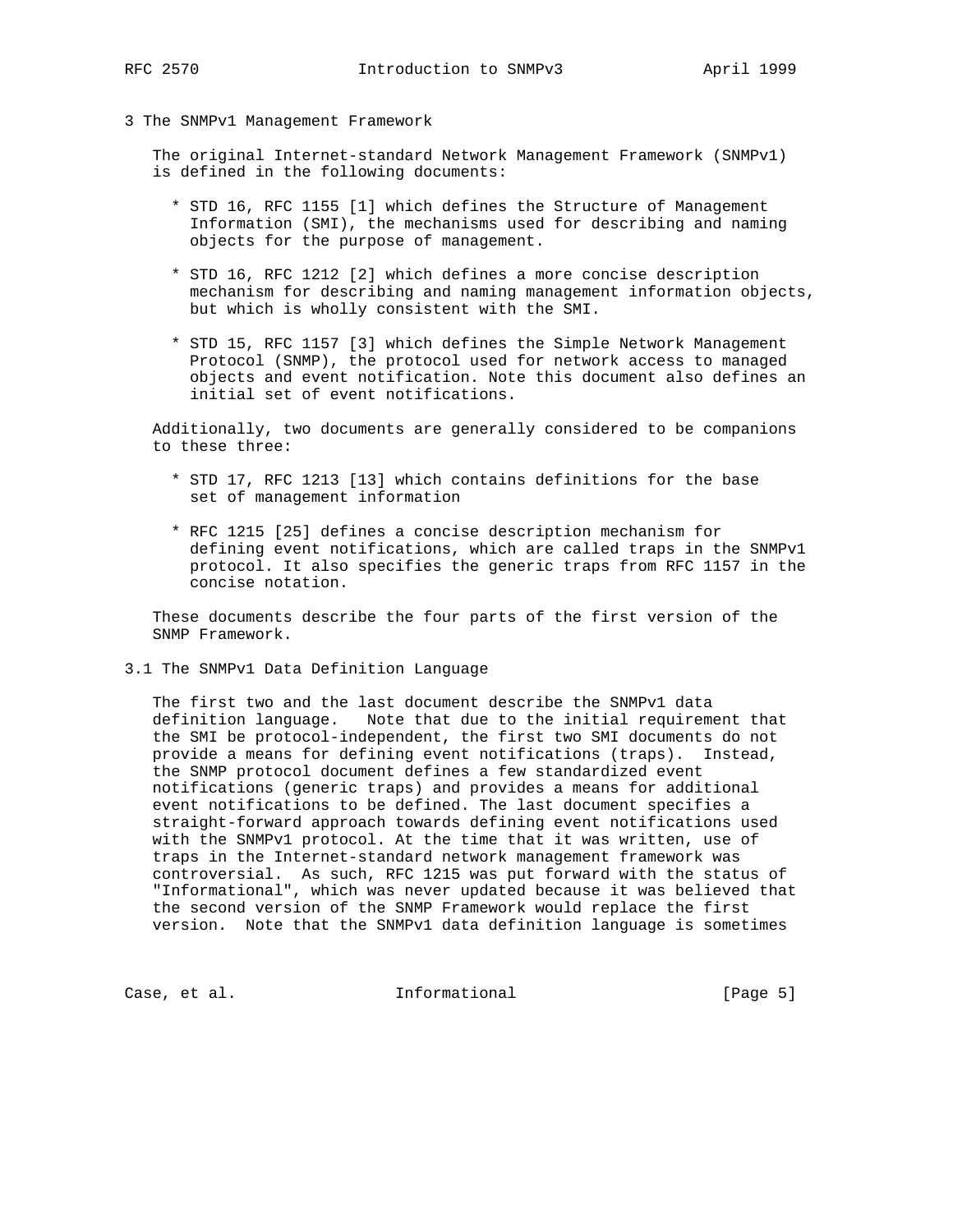# 3 The SNMPv1 Management Framework

The original Internet-standard Network Management Framework (SNMPv1) is defined in the following documents:

* STD 16, RFC 1155 [1] which defines the Structure of Management Information (SMI), the mechanisms used for describing and naming objects for the purpose of management.

* STD 16, RFC 1212 [2] which defines a more concise description mechanism for describing and naming management information objects, but which is wholly consistent with the SMI.

* STD 15, RFC 1157 [3] which defines the Simple Network Management Protocol (SNMP), the protocol used for network access to managed objects and event notification. Note this document also defines an initial set of event notifications.

Additionally, two documents are generally considered to be companions to these three:

* STD 17, RFC 1213 [13] which contains definitions for the base set of management information

* RFC 1215 [25] defines a concise description mechanism for defining event notifications, which are called traps in the SNMPv1 protocol. It also specifies the generic traps from RFC 1157 in the concise notation.

These documents describe the four parts of the first version of the SNMP Framework.

## 3.1 The SNMPv1 Data Definition Language

The first two and the last document describe the SNMPv1 data definition language. Note that due to the initial requirement that the SMI be protocol-independent, the first two SMI documents do not provide a means for defining event notifications (traps). Instead, the SNMP protocol document defines a few standardized event notifications (generic traps) and provides a means for additional event notifications to be defined. The last document specifies a straight-forward approach towards defining event notifications used with the SNMPv1 protocol. At the time that it was written, use of traps in the Internet-standard network management framework was controversial. As such, RFC 1215 was put forward with the status of "Informational", which was never updated because it was believed that the second version of the SNMP Framework would replace the first version. Note that the SNMPv1 data definition language is sometimes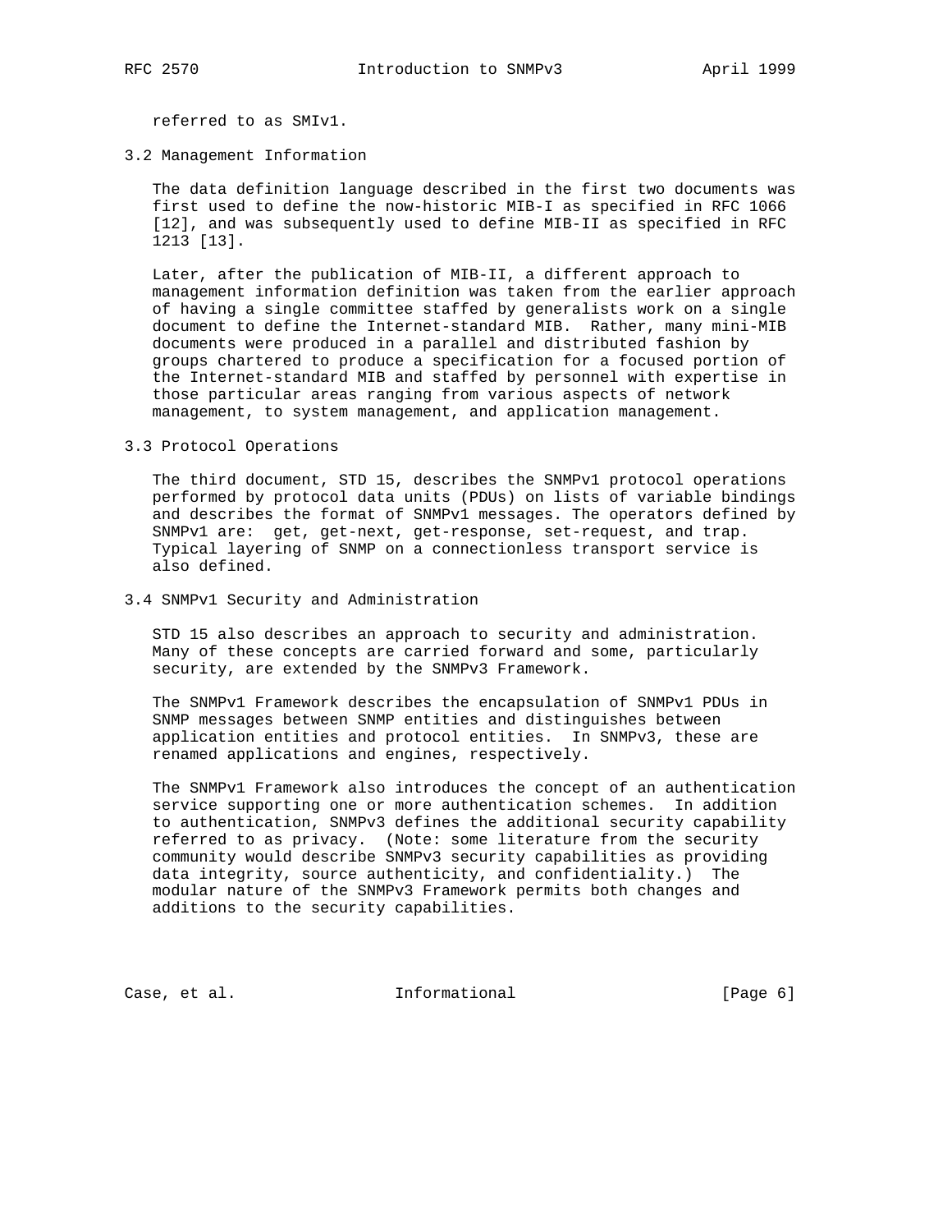referred to as SMIv1.

### 3.2 Management Information

The data definition language described in the first two documents was first used to define the now-historic MIB-I as specified in RFC 1066 [12], and was subsequently used to define MIB-II as specified in RFC 1213 [13].

Later, after the publication of MIB-II, a different approach to management information definition was taken from the earlier approach of having a single committee staffed by generalists work on a single document to define the Internet-standard MIB. Rather, many mini-MIB documents were produced in a parallel and distributed fashion by groups chartered to produce a specification for a focused portion of the Internet-standard MIB and staffed by personnel with expertise in those particular areas ranging from various aspects of network management, to system management, and application management.

### 3.3 Protocol Operations

The third document, STD 15, describes the SNMPv1 protocol operations performed by protocol data units (PDUs) on lists of variable bindings and describes the format of SNMPv1 messages. The operators defined by SNMPv1 are: get, get-next, get-response, set-request, and trap. Typical layering of SNMP on a connectionless transport service is also defined.

### 3.4 SNMPv1 Security and Administration

STD 15 also describes an approach to security and administration. Many of these concepts are carried forward and some, particularly security, are extended by the SNMPv3 Framework.

The SNMPv1 Framework describes the encapsulation of SNMPv1 PDUs in SNMP messages between SNMP entities and distinguishes between application entities and protocol entities. In SNMPv3, these are renamed applications and engines, respectively.

The SNMPv1 Framework also introduces the concept of an authentication service supporting one or more authentication schemes. In addition to authentication, SNMPv3 defines the additional security capability referred to as privacy. (Note: some literature from the security community would describe SNMPv3 security capabilities as providing data integrity, source authenticity, and confidentiality.) The modular nature of the SNMPv3 Framework permits both changes and additions to the security capabilities.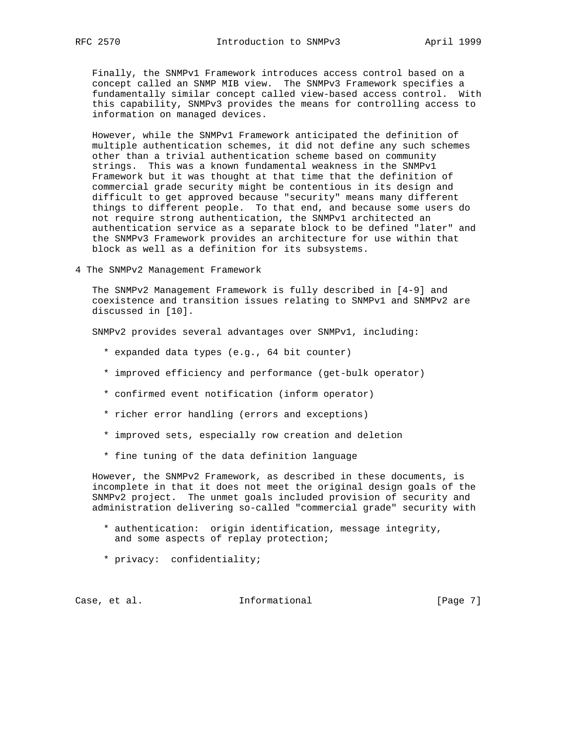Finally, the SNMPv1 Framework introduces access control based on a concept called an SNMP MIB view. The SNMPv3 Framework specifies a fundamentally similar concept called view-based access control. With this capability, SNMPv3 provides the means for controlling access to information on managed devices.

However, while the SNMPv1 Framework anticipated the definition of multiple authentication schemes, it did not define any such schemes other than a trivial authentication scheme based on community strings. This was a known fundamental weakness in the SNMPv1 Framework but it was thought at that time that the definition of commercial grade security might be contentious in its design and difficult to get approved because "security" means many different things to different people. To that end, and because some users do not require strong authentication, the SNMPv1 architected an authentication service as a separate block to be defined "later" and the SNMPv3 Framework provides an architecture for use within that block as well as a definition for its subsystems.

## 4 The SNMPv2 Management Framework

The SNMPv2 Management Framework is fully described in [4-9] and coexistence and transition issues relating to SNMPv1 and SNMPv2 are discussed in [10].

SNMPv2 provides several advantages over SNMPv1, including:

* expanded data types (e.g., 64 bit counter)
* improved efficiency and performance (get-bulk operator)
* confirmed event notification (inform operator)
* richer error handling (errors and exceptions)
* improved sets, especially row creation and deletion
* fine tuning of the data definition language

However, the SNMPv2 Framework, as described in these documents, is incomplete in that it does not meet the original design goals of the SNMPv2 project. The unmet goals included provision of security and administration delivering so-called "commercial grade" security with

* authentication: origin identification, message integrity, and some aspects of replay protection;
* privacy: confidentiality;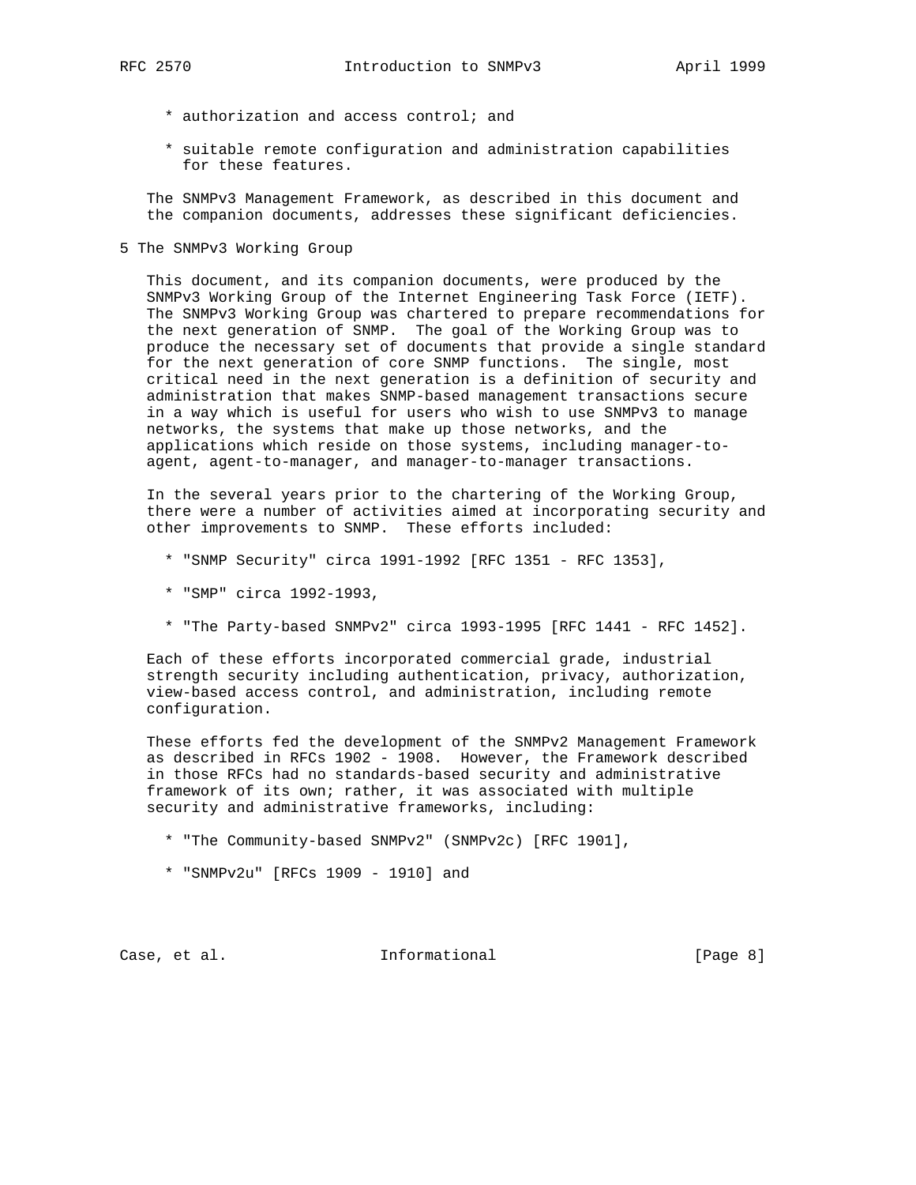* authorization and access control; and
* suitable remote configuration and administration capabilities for these features.

The SNMPv3 Management Framework, as described in this document and the companion documents, addresses these significant deficiencies.

## 5 The SNMPv3 Working Group

This document, and its companion documents, were produced by the SNMPv3 Working Group of the Internet Engineering Task Force (IETF). The SNMPv3 Working Group was chartered to prepare recommendations for the next generation of SNMP. The goal of the Working Group was to produce the necessary set of documents that provide a single standard for the next generation of core SNMP functions. The single, most critical need in the next generation is a definition of security and administration that makes SNMP-based management transactions secure in a way which is useful for users who wish to use SNMPv3 to manage networks, the systems that make up those networks, and the applications which reside on those systems, including manager-to-agent, agent-to-manager, and manager-to-manager transactions.

In the several years prior to the chartering of the Working Group, there were a number of activities aimed at incorporating security and other improvements to SNMP. These efforts included:

* "SNMP Security" circa 1991-1992 [RFC 1351 - RFC 1353],
* "SMP" circa 1992-1993,
* "The Party-based SNMPv2" circa 1993-1995 [RFC 1441 - RFC 1452].

Each of these efforts incorporated commercial grade, industrial strength security including authentication, privacy, authorization, view-based access control, and administration, including remote configuration.

These efforts fed the development of the SNMPv2 Management Framework as described in RFCs 1902 - 1908. However, the Framework described in those RFCs had no standards-based security and administrative framework of its own; rather, it was associated with multiple security and administrative frameworks, including:

* "The Community-based SNMPv2" (SNMPv2c) [RFC 1901],
* "SNMPv2u" [RFCs 1909 - 1910] and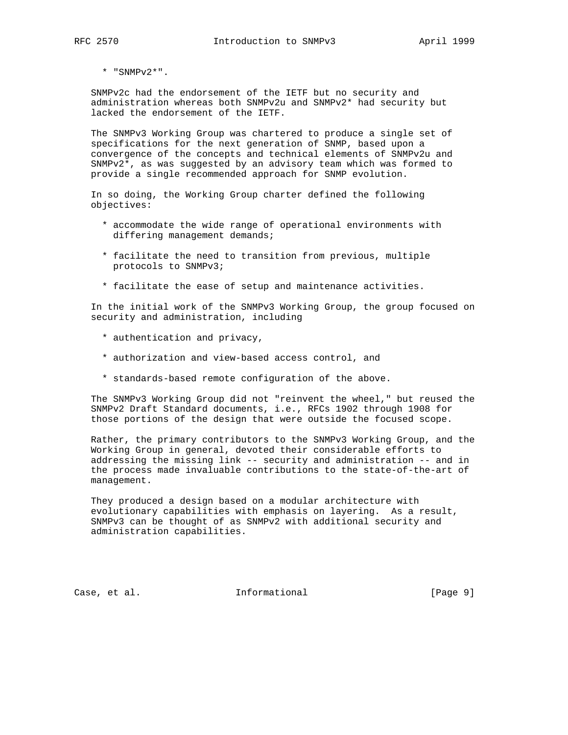* "SNMPv2*".

SNMPv2c had the endorsement of the IETF but no security and administration whereas both SNMPv2u and SNMPv2* had security but lacked the endorsement of the IETF.

The SNMPv3 Working Group was chartered to produce a single set of specifications for the next generation of SNMP, based upon a convergence of the concepts and technical elements of SNMPv2u and SNMPv2*, as was suggested by an advisory team which was formed to provide a single recommended approach for SNMP evolution.

In so doing, the Working Group charter defined the following objectives:

* accommodate the wide range of operational environments with differing management demands;

* facilitate the need to transition from previous, multiple protocols to SNMPv3;

* facilitate the ease of setup and maintenance activities.

In the initial work of the SNMPv3 Working Group, the group focused on security and administration, including

* authentication and privacy,

* authorization and view-based access control, and

* standards-based remote configuration of the above.

The SNMPv3 Working Group did not "reinvent the wheel," but reused the SNMPv2 Draft Standard documents, i.e., RFCs 1902 through 1908 for those portions of the design that were outside the focused scope.

Rather, the primary contributors to the SNMPv3 Working Group, and the Working Group in general, devoted their considerable efforts to addressing the missing link -- security and administration -- and in the process made invaluable contributions to the state-of-the-art of management.

They produced a design based on a modular architecture with evolutionary capabilities with emphasis on layering. As a result, SNMPv3 can be thought of as SNMPv2 with additional security and administration capabilities.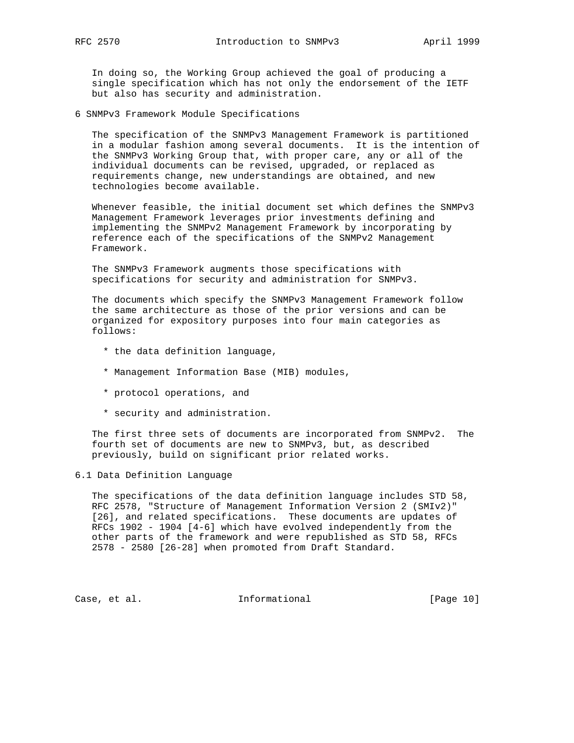In doing so, the Working Group achieved the goal of producing a single specification which has not only the endorsement of the IETF but also has security and administration.

## 6 SNMPv3 Framework Module Specifications

The specification of the SNMPv3 Management Framework is partitioned in a modular fashion among several documents. It is the intention of the SNMPv3 Working Group that, with proper care, any or all of the individual documents can be revised, upgraded, or replaced as requirements change, new understandings are obtained, and new technologies become available.

Whenever feasible, the initial document set which defines the SNMPv3 Management Framework leverages prior investments defining and implementing the SNMPv2 Management Framework by incorporating by reference each of the specifications of the SNMPv2 Management Framework.

The SNMPv3 Framework augments those specifications with specifications for security and administration for SNMPv3.

The documents which specify the SNMPv3 Management Framework follow the same architecture as those of the prior versions and can be organized for expository purposes into four main categories as follows:

* the data definition language,
* Management Information Base (MIB) modules,
* protocol operations, and
* security and administration.

The first three sets of documents are incorporated from SNMPv2. The fourth set of documents are new to SNMPv3, but, as described previously, build on significant prior related works.

### 6.1 Data Definition Language

The specifications of the data definition language includes STD 58, RFC 2578, "Structure of Management Information Version 2 (SMIv2)" [26], and related specifications. These documents are updates of RFCs 1902 - 1904 [4-6] which have evolved independently from the other parts of the framework and were republished as STD 58, RFCs 2578 - 2580 [26-28] when promoted from Draft Standard.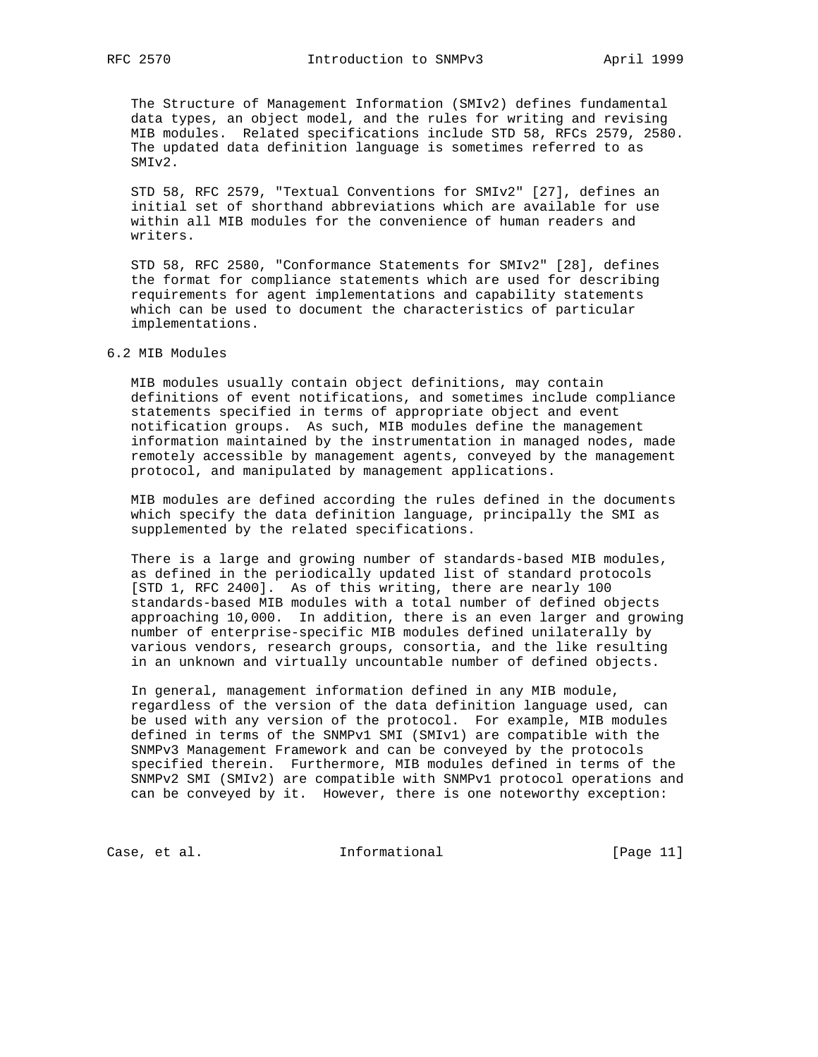The Structure of Management Information (SMIv2) defines fundamental data types, an object model, and the rules for writing and revising MIB modules. Related specifications include STD 58, RFCs 2579, 2580. The updated data definition language is sometimes referred to as SMIv2.

STD 58, RFC 2579, "Textual Conventions for SMIv2" [27], defines an initial set of shorthand abbreviations which are available for use within all MIB modules for the convenience of human readers and writers.

STD 58, RFC 2580, "Conformance Statements for SMIv2" [28], defines the format for compliance statements which are used for describing requirements for agent implementations and capability statements which can be used to document the characteristics of particular implementations.

## 6.2 MIB Modules

MIB modules usually contain object definitions, may contain definitions of event notifications, and sometimes include compliance statements specified in terms of appropriate object and event notification groups. As such, MIB modules define the management information maintained by the instrumentation in managed nodes, made remotely accessible by management agents, conveyed by the management protocol, and manipulated by management applications.

MIB modules are defined according the rules defined in the documents which specify the data definition language, principally the SMI as supplemented by the related specifications.

There is a large and growing number of standards-based MIB modules, as defined in the periodically updated list of standard protocols [STD 1, RFC 2400]. As of this writing, there are nearly 100 standards-based MIB modules with a total number of defined objects approaching 10,000. In addition, there is an even larger and growing number of enterprise-specific MIB modules defined unilaterally by various vendors, research groups, consortia, and the like resulting in an unknown and virtually uncountable number of defined objects.

In general, management information defined in any MIB module, regardless of the version of the data definition language used, can be used with any version of the protocol. For example, MIB modules defined in terms of the SNMPv1 SMI (SMIv1) are compatible with the SNMPv3 Management Framework and can be conveyed by the protocols specified therein. Furthermore, MIB modules defined in terms of the SNMPv2 SMI (SMIv2) are compatible with SNMPv1 protocol operations and can be conveyed by it. However, there is one noteworthy exception: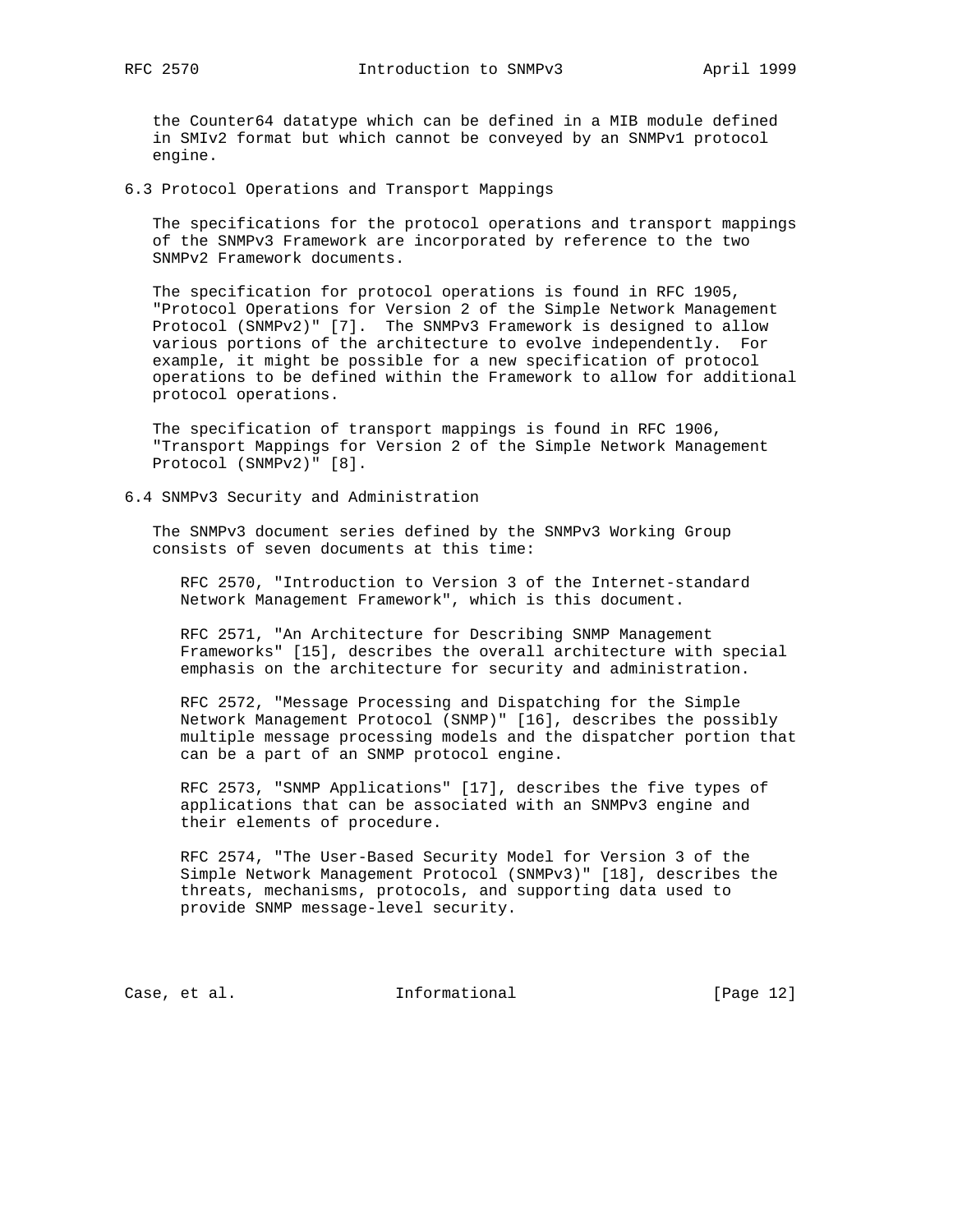the Counter64 datatype which can be defined in a MIB module defined in SMIv2 format but which cannot be conveyed by an SNMPv1 protocol engine.

### 6.3 Protocol Operations and Transport Mappings

The specifications for the protocol operations and transport mappings of the SNMPv3 Framework are incorporated by reference to the two SNMPv2 Framework documents.

The specification for protocol operations is found in RFC 1905, "Protocol Operations for Version 2 of the Simple Network Management Protocol (SNMPv2)" [7]. The SNMPv3 Framework is designed to allow various portions of the architecture to evolve independently. For example, it might be possible for a new specification of protocol operations to be defined within the Framework to allow for additional protocol operations.

The specification of transport mappings is found in RFC 1906, "Transport Mappings for Version 2 of the Simple Network Management Protocol (SNMPv2)" [8].

### 6.4 SNMPv3 Security and Administration

The SNMPv3 document series defined by the SNMPv3 Working Group consists of seven documents at this time:

RFC 2570, "Introduction to Version 3 of the Internet-standard Network Management Framework", which is this document.

RFC 2571, "An Architecture for Describing SNMP Management Frameworks" [15], describes the overall architecture with special emphasis on the architecture for security and administration.

RFC 2572, "Message Processing and Dispatching for the Simple Network Management Protocol (SNMP)" [16], describes the possibly multiple message processing models and the dispatcher portion that can be a part of an SNMP protocol engine.

RFC 2573, "SNMP Applications" [17], describes the five types of applications that can be associated with an SNMPv3 engine and their elements of procedure.

RFC 2574, "The User-Based Security Model for Version 3 of the Simple Network Management Protocol (SNMPv3)" [18], describes the threats, mechanisms, protocols, and supporting data used to provide SNMP message-level security.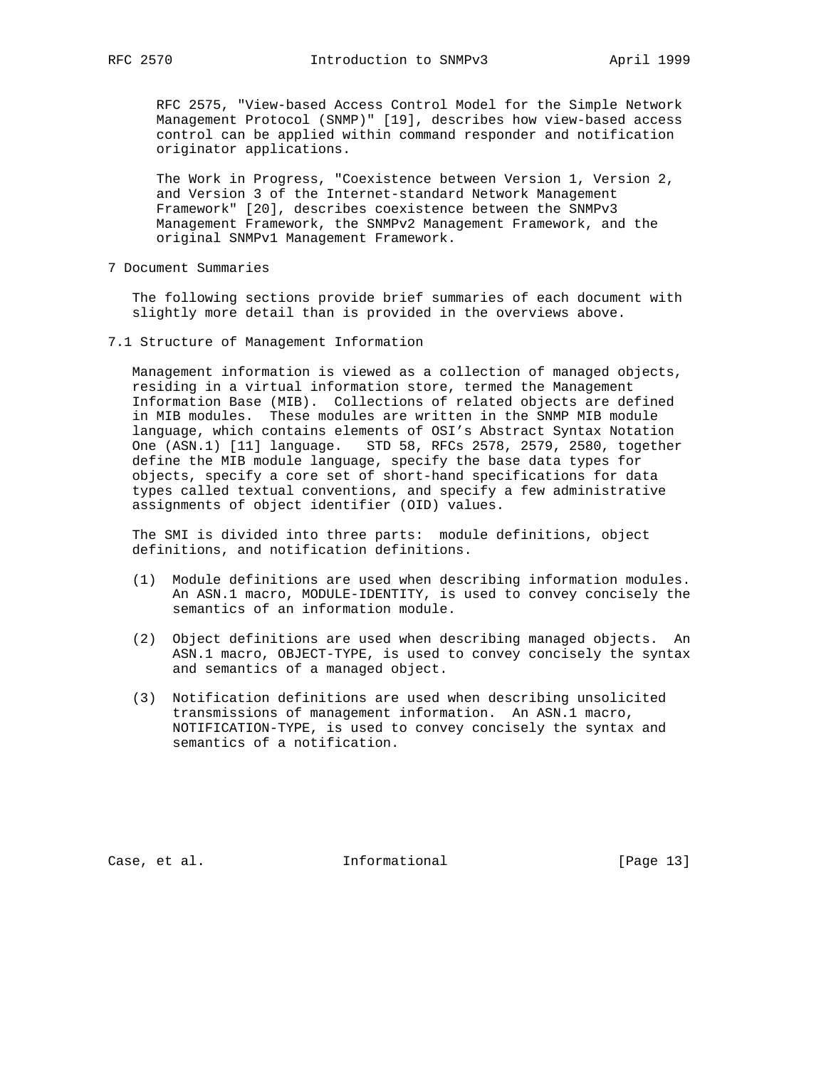RFC 2575, "View-based Access Control Model for the Simple Network Management Protocol (SNMP)" [19], describes how view-based access control can be applied within command responder and notification originator applications.

The Work in Progress, "Coexistence between Version 1, Version 2, and Version 3 of the Internet-standard Network Management Framework" [20], describes coexistence between the SNMPv3 Management Framework, the SNMPv2 Management Framework, and the original SNMPv1 Management Framework.

## 7 Document Summaries

The following sections provide brief summaries of each document with slightly more detail than is provided in the overviews above.

### 7.1 Structure of Management Information

Management information is viewed as a collection of managed objects, residing in a virtual information store, termed the Management Information Base (MIB). Collections of related objects are defined in MIB modules. These modules are written in the SNMP MIB module language, which contains elements of OSI's Abstract Syntax Notation One (ASN.1) [11] language. STD 58, RFCs 2578, 2579, 2580, together define the MIB module language, specify the base data types for objects, specify a core set of short-hand specifications for data types called textual conventions, and specify a few administrative assignments of object identifier (OID) values.

The SMI is divided into three parts: module definitions, object definitions, and notification definitions.

(1) Module definitions are used when describing information modules. An ASN.1 macro, MODULE-IDENTITY, is used to convey concisely the semantics of an information module.

(2) Object definitions are used when describing managed objects. An ASN.1 macro, OBJECT-TYPE, is used to convey concisely the syntax and semantics of a managed object.

(3) Notification definitions are used when describing unsolicited transmissions of management information. An ASN.1 macro, NOTIFICATION-TYPE, is used to convey concisely the syntax and semantics of a notification.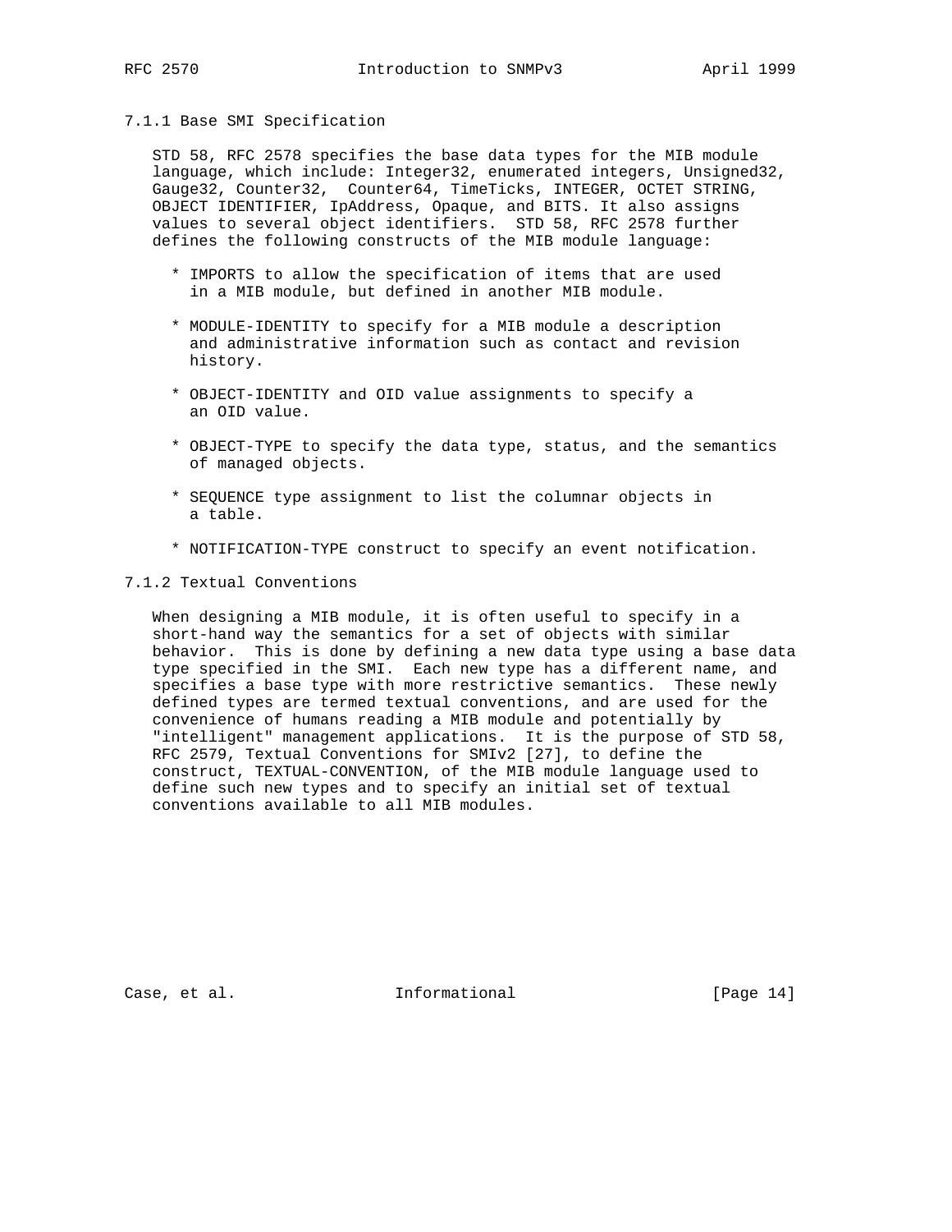### 7.1.1 Base SMI Specification

STD 58, RFC 2578 specifies the base data types for the MIB module language, which include: Integer32, enumerated integers, Unsigned32, Gauge32, Counter32, Counter64, TimeTicks, INTEGER, OCTET STRING, OBJECT IDENTIFIER, IpAddress, Opaque, and BITS. It also assigns values to several object identifiers. STD 58, RFC 2578 further defines the following constructs of the MIB module language:

* IMPORTS to allow the specification of items that are used in a MIB module, but defined in another MIB module.

* MODULE-IDENTITY to specify for a MIB module a description and administrative information such as contact and revision history.

* OBJECT-IDENTITY and OID value assignments to specify a an OID value.

* OBJECT-TYPE to specify the data type, status, and the semantics of managed objects.

* SEQUENCE type assignment to list the columnar objects in a table.

* NOTIFICATION-TYPE construct to specify an event notification.

### 7.1.2 Textual Conventions

When designing a MIB module, it is often useful to specify in a short-hand way the semantics for a set of objects with similar behavior. This is done by defining a new data type using a base data type specified in the SMI. Each new type has a different name, and specifies a base type with more restrictive semantics. These newly defined types are termed textual conventions, and are used for the convenience of humans reading a MIB module and potentially by "intelligent" management applications. It is the purpose of STD 58, RFC 2579, Textual Conventions for SMIv2 [27], to define the construct, TEXTUAL-CONVENTION, of the MIB module language used to define such new types and to specify an initial set of textual conventions available to all MIB modules.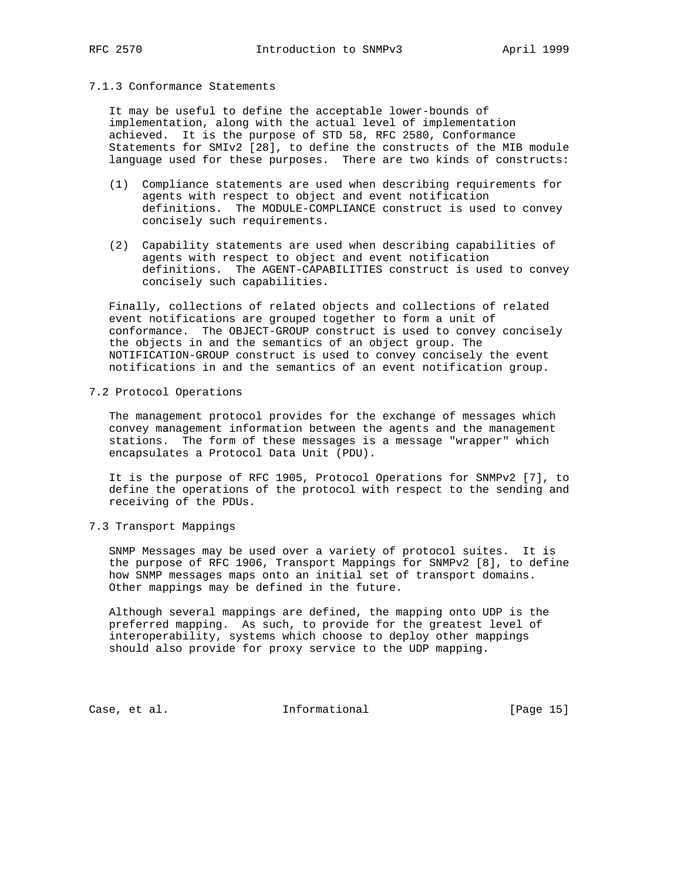### 7.1.3 Conformance Statements

It may be useful to define the acceptable lower-bounds of implementation, along with the actual level of implementation achieved. It is the purpose of STD 58, RFC 2580, Conformance Statements for SMIv2 [28], to define the constructs of the MIB module language used for these purposes. There are two kinds of constructs:

(1) Compliance statements are used when describing requirements for agents with respect to object and event notification definitions. The MODULE-COMPLIANCE construct is used to convey concisely such requirements.

(2) Capability statements are used when describing capabilities of agents with respect to object and event notification definitions. The AGENT-CAPABILITIES construct is used to convey concisely such capabilities.

Finally, collections of related objects and collections of related event notifications are grouped together to form a unit of conformance. The OBJECT-GROUP construct is used to convey concisely the objects in and the semantics of an object group. The NOTIFICATION-GROUP construct is used to convey concisely the event notifications in and the semantics of an event notification group.

## 7.2 Protocol Operations

The management protocol provides for the exchange of messages which convey management information between the agents and the management stations. The form of these messages is a message "wrapper" which encapsulates a Protocol Data Unit (PDU).

It is the purpose of RFC 1905, Protocol Operations for SNMPv2 [7], to define the operations of the protocol with respect to the sending and receiving of the PDUs.

## 7.3 Transport Mappings

SNMP Messages may be used over a variety of protocol suites. It is the purpose of RFC 1906, Transport Mappings for SNMPv2 [8], to define how SNMP messages maps onto an initial set of transport domains. Other mappings may be defined in the future.

Although several mappings are defined, the mapping onto UDP is the preferred mapping. As such, to provide for the greatest level of interoperability, systems which choose to deploy other mappings should also provide for proxy service to the UDP mapping.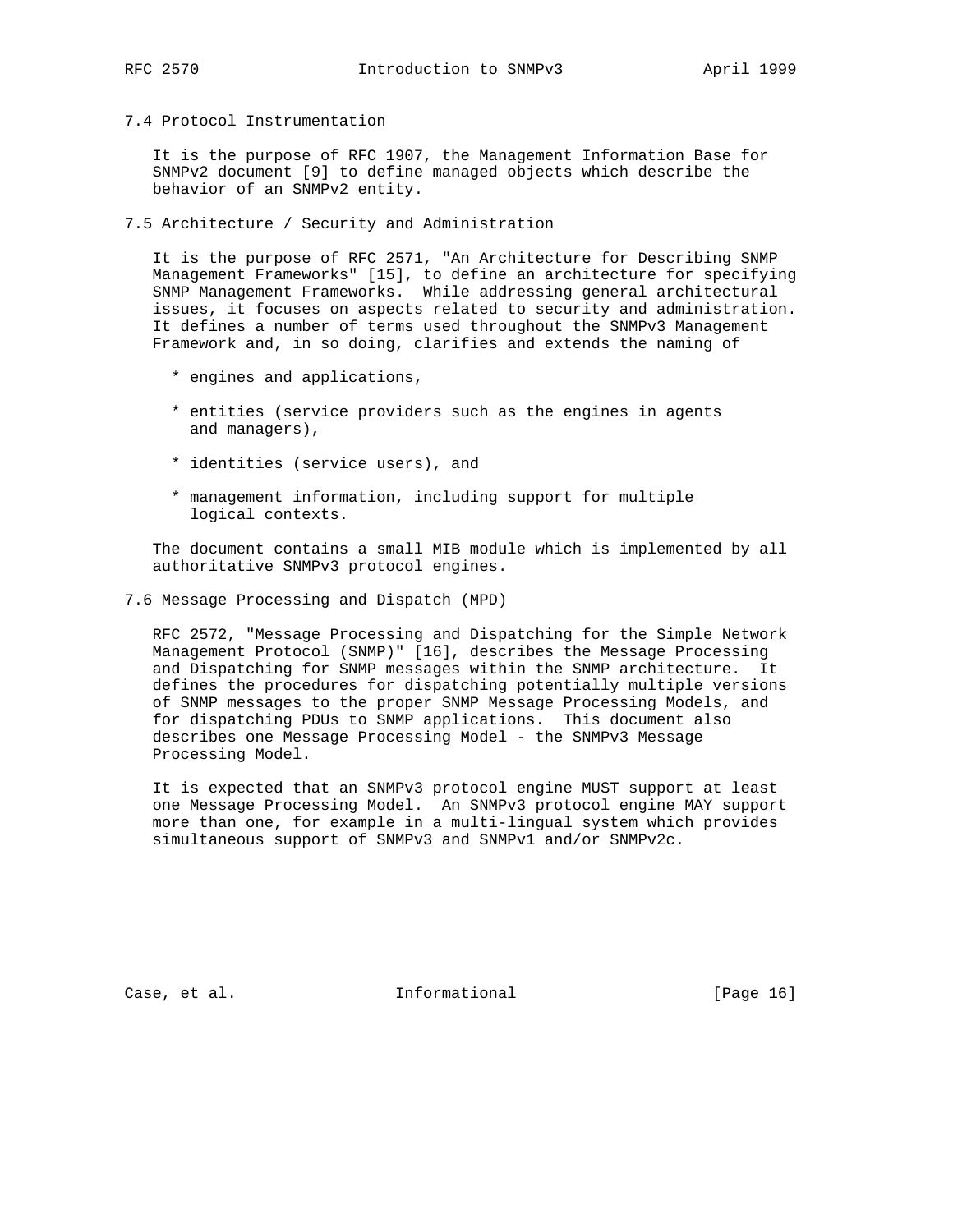### 7.4 Protocol Instrumentation

It is the purpose of RFC 1907, the Management Information Base for SNMPv2 document [9] to define managed objects which describe the behavior of an SNMPv2 entity.

### 7.5 Architecture / Security and Administration

It is the purpose of RFC 2571, "An Architecture for Describing SNMP Management Frameworks" [15], to define an architecture for specifying SNMP Management Frameworks. While addressing general architectural issues, it focuses on aspects related to security and administration. It defines a number of terms used throughout the SNMPv3 Management Framework and, in so doing, clarifies and extends the naming of

* engines and applications,
* entities (service providers such as the engines in agents and managers),
* identities (service users), and
* management information, including support for multiple logical contexts.

The document contains a small MIB module which is implemented by all authoritative SNMPv3 protocol engines.

### 7.6 Message Processing and Dispatch (MPD)

RFC 2572, "Message Processing and Dispatching for the Simple Network Management Protocol (SNMP)" [16], describes the Message Processing and Dispatching for SNMP messages within the SNMP architecture. It defines the procedures for dispatching potentially multiple versions of SNMP messages to the proper SNMP Message Processing Models, and for dispatching PDUs to SNMP applications. This document also describes one Message Processing Model - the SNMPv3 Message Processing Model.

It is expected that an SNMPv3 protocol engine MUST support at least one Message Processing Model. An SNMPv3 protocol engine MAY support more than one, for example in a multi-lingual system which provides simultaneous support of SNMPv3 and SNMPv1 and/or SNMPv2c.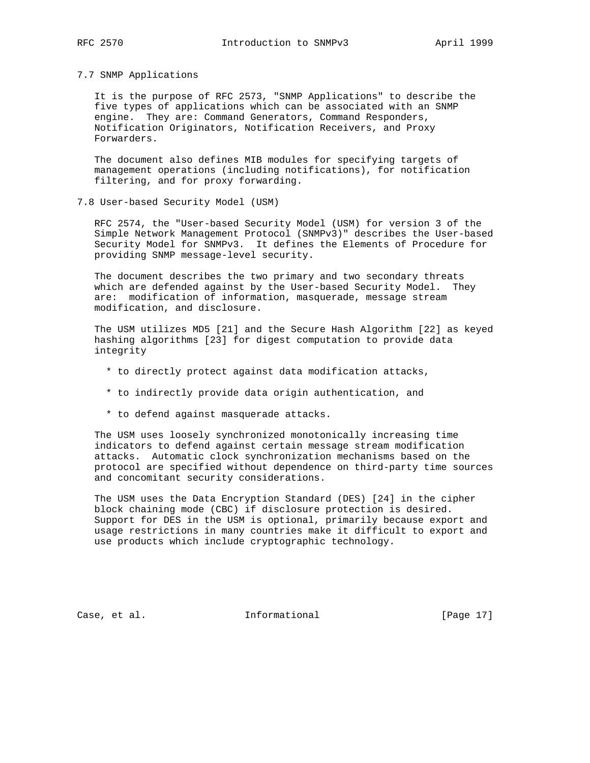## 7.7 SNMP Applications

It is the purpose of RFC 2573, "SNMP Applications" to describe the five types of applications which can be associated with an SNMP engine. They are: Command Generators, Command Responders, Notification Originators, Notification Receivers, and Proxy Forwarders.

The document also defines MIB modules for specifying targets of management operations (including notifications), for notification filtering, and for proxy forwarding.

## 7.8 User-based Security Model (USM)

RFC 2574, the "User-based Security Model (USM) for version 3 of the Simple Network Management Protocol (SNMPv3)" describes the User-based Security Model for SNMPv3. It defines the Elements of Procedure for providing SNMP message-level security.

The document describes the two primary and two secondary threats which are defended against by the User-based Security Model. They are: modification of information, masquerade, message stream modification, and disclosure.

The USM utilizes MD5 [21] and the Secure Hash Algorithm [22] as keyed hashing algorithms [23] for digest computation to provide data integrity

* to directly protect against data modification attacks,
* to indirectly provide data origin authentication, and
* to defend against masquerade attacks.

The USM uses loosely synchronized monotonically increasing time indicators to defend against certain message stream modification attacks. Automatic clock synchronization mechanisms based on the protocol are specified without dependence on third-party time sources and concomitant security considerations.

The USM uses the Data Encryption Standard (DES) [24] in the cipher block chaining mode (CBC) if disclosure protection is desired. Support for DES in the USM is optional, primarily because export and usage restrictions in many countries make it difficult to export and use products which include cryptographic technology.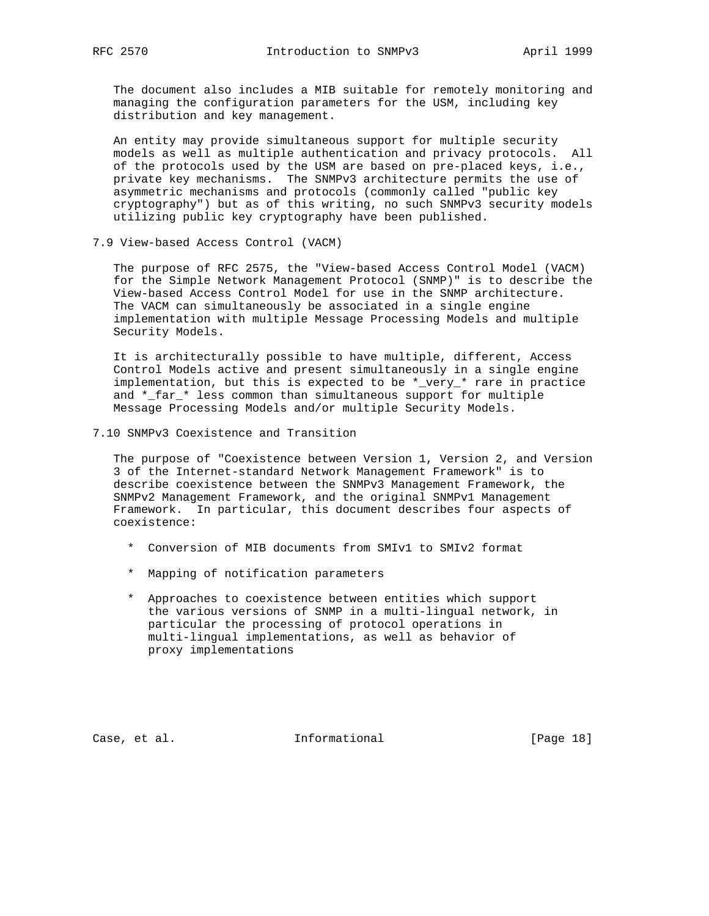The document also includes a MIB suitable for remotely monitoring and managing the configuration parameters for the USM, including key distribution and key management.

An entity may provide simultaneous support for multiple security models as well as multiple authentication and privacy protocols. All of the protocols used by the USM are based on pre-placed keys, i.e., private key mechanisms. The SNMPv3 architecture permits the use of asymmetric mechanisms and protocols (commonly called "public key cryptography") but as of this writing, no such SNMPv3 security models utilizing public key cryptography have been published.

## 7.9 View-based Access Control (VACM)

The purpose of RFC 2575, the "View-based Access Control Model (VACM) for the Simple Network Management Protocol (SNMP)" is to describe the View-based Access Control Model for use in the SNMP architecture. The VACM can simultaneously be associated in a single engine implementation with multiple Message Processing Models and multiple Security Models.

It is architecturally possible to have multiple, different, Access Control Models active and present simultaneously in a single engine implementation, but this is expected to be *_very_* rare in practice and *_far_* less common than simultaneous support for multiple Message Processing Models and/or multiple Security Models.

## 7.10 SNMPv3 Coexistence and Transition

The purpose of "Coexistence between Version 1, Version 2, and Version 3 of the Internet-standard Network Management Framework" is to describe coexistence between the SNMPv3 Management Framework, the SNMPv2 Management Framework, and the original SNMPv1 Management Framework. In particular, this document describes four aspects of coexistence:

* Conversion of MIB documents from SMIv1 to SMIv2 format
* Mapping of notification parameters
* Approaches to coexistence between entities which support the various versions of SNMP in a multi-lingual network, in particular the processing of protocol operations in multi-lingual implementations, as well as behavior of proxy implementations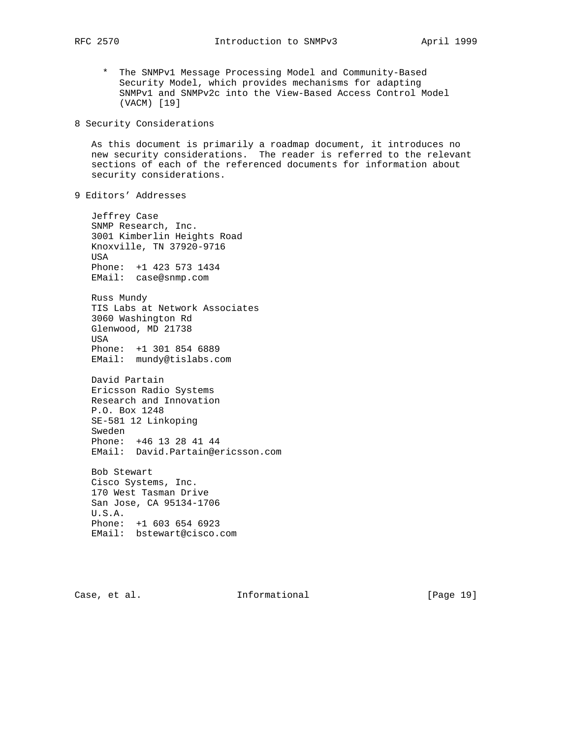* The SNMPv1 Message Processing Model and Community-Based Security Model, which provides mechanisms for adapting SNMPv1 and SNMPv2c into the View-Based Access Control Model (VACM) [19]

## 8 Security Considerations

As this document is primarily a roadmap document, it introduces no new security considerations. The reader is referred to the relevant sections of each of the referenced documents for information about security considerations.

## 9 Editors' Addresses

Jeffrey Case
SNMP Research, Inc.
3001 Kimberlin Heights Road
Knoxville, TN 37920-9716
USA
Phone: +1 423 573 1434
EMail: case@snmp.com

Russ Mundy
TIS Labs at Network Associates
3060 Washington Rd
Glenwood, MD 21738
USA
Phone: +1 301 854 6889
EMail: mundy@tislabs.com

David Partain
Ericsson Radio Systems
Research and Innovation
P.O. Box 1248
SE-581 12 Linkoping
Sweden
Phone: +46 13 28 41 44
EMail: David.Partain@ericsson.com

Bob Stewart
Cisco Systems, Inc.
170 West Tasman Drive
San Jose, CA 95134-1706
U.S.A.
Phone: +1 603 654 6923
EMail: bstewart@cisco.com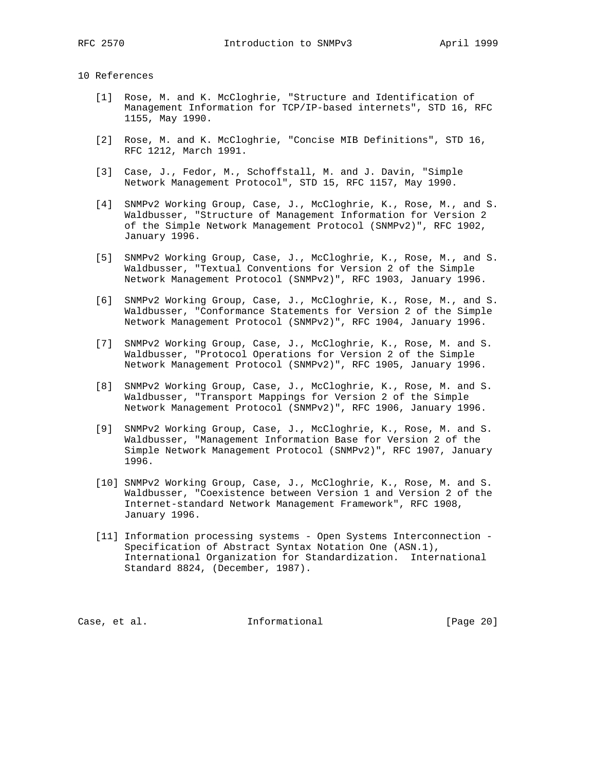## 10 References

[1] Rose, M. and K. McCloghrie, "Structure and Identification of Management Information for TCP/IP-based internets", STD 16, RFC 1155, May 1990.

[2] Rose, M. and K. McCloghrie, "Concise MIB Definitions", STD 16, RFC 1212, March 1991.

[3] Case, J., Fedor, M., Schoffstall, M. and J. Davin, "Simple Network Management Protocol", STD 15, RFC 1157, May 1990.

[4] SNMPv2 Working Group, Case, J., McCloghrie, K., Rose, M., and S. Waldbusser, "Structure of Management Information for Version 2 of the Simple Network Management Protocol (SNMPv2)", RFC 1902, January 1996.

[5] SNMPv2 Working Group, Case, J., McCloghrie, K., Rose, M., and S. Waldbusser, "Textual Conventions for Version 2 of the Simple Network Management Protocol (SNMPv2)", RFC 1903, January 1996.

[6] SNMPv2 Working Group, Case, J., McCloghrie, K., Rose, M., and S. Waldbusser, "Conformance Statements for Version 2 of the Simple Network Management Protocol (SNMPv2)", RFC 1904, January 1996.

[7] SNMPv2 Working Group, Case, J., McCloghrie, K., Rose, M. and S. Waldbusser, "Protocol Operations for Version 2 of the Simple Network Management Protocol (SNMPv2)", RFC 1905, January 1996.

[8] SNMPv2 Working Group, Case, J., McCloghrie, K., Rose, M. and S. Waldbusser, "Transport Mappings for Version 2 of the Simple Network Management Protocol (SNMPv2)", RFC 1906, January 1996.

[9] SNMPv2 Working Group, Case, J., McCloghrie, K., Rose, M. and S. Waldbusser, "Management Information Base for Version 2 of the Simple Network Management Protocol (SNMPv2)", RFC 1907, January 1996.

[10] SNMPv2 Working Group, Case, J., McCloghrie, K., Rose, M. and S. Waldbusser, "Coexistence between Version 1 and Version 2 of the Internet-standard Network Management Framework", RFC 1908, January 1996.

[11] Information processing systems - Open Systems Interconnection - Specification of Abstract Syntax Notation One (ASN.1), International Organization for Standardization. International Standard 8824, (December, 1987).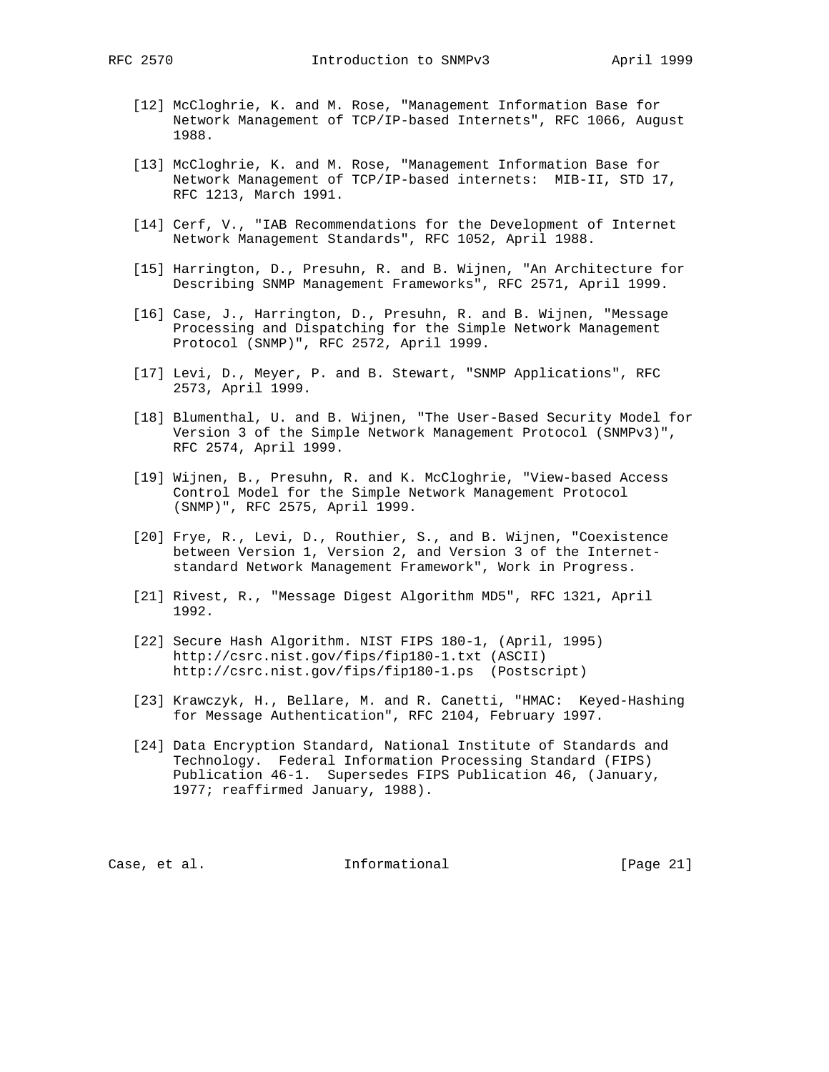[12] McCloghrie, K. and M. Rose, "Management Information Base for Network Management of TCP/IP-based Internets", RFC 1066, August 1988.

[13] McCloghrie, K. and M. Rose, "Management Information Base for Network Management of TCP/IP-based internets: MIB-II, STD 17, RFC 1213, March 1991.

[14] Cerf, V., "IAB Recommendations for the Development of Internet Network Management Standards", RFC 1052, April 1988.

[15] Harrington, D., Presuhn, R. and B. Wijnen, "An Architecture for Describing SNMP Management Frameworks", RFC 2571, April 1999.

[16] Case, J., Harrington, D., Presuhn, R. and B. Wijnen, "Message Processing and Dispatching for the Simple Network Management Protocol (SNMP)", RFC 2572, April 1999.

[17] Levi, D., Meyer, P. and B. Stewart, "SNMP Applications", RFC 2573, April 1999.

[18] Blumenthal, U. and B. Wijnen, "The User-Based Security Model for Version 3 of the Simple Network Management Protocol (SNMPv3)", RFC 2574, April 1999.

[19] Wijnen, B., Presuhn, R. and K. McCloghrie, "View-based Access Control Model for the Simple Network Management Protocol (SNMP)", RFC 2575, April 1999.

[20] Frye, R., Levi, D., Routhier, S., and B. Wijnen, "Coexistence between Version 1, Version 2, and Version 3 of the Internet-standard Network Management Framework", Work in Progress.

[21] Rivest, R., "Message Digest Algorithm MD5", RFC 1321, April 1992.

[22] Secure Hash Algorithm. NIST FIPS 180-1, (April, 1995) http://csrc.nist.gov/fips/fip180-1.txt (ASCII) http://csrc.nist.gov/fips/fip180-1.ps (Postscript)

[23] Krawczyk, H., Bellare, M. and R. Canetti, "HMAC: Keyed-Hashing for Message Authentication", RFC 2104, February 1997.

[24] Data Encryption Standard, National Institute of Standards and Technology. Federal Information Processing Standard (FIPS) Publication 46-1. Supersedes FIPS Publication 46, (January, 1977; reaffirmed January, 1988).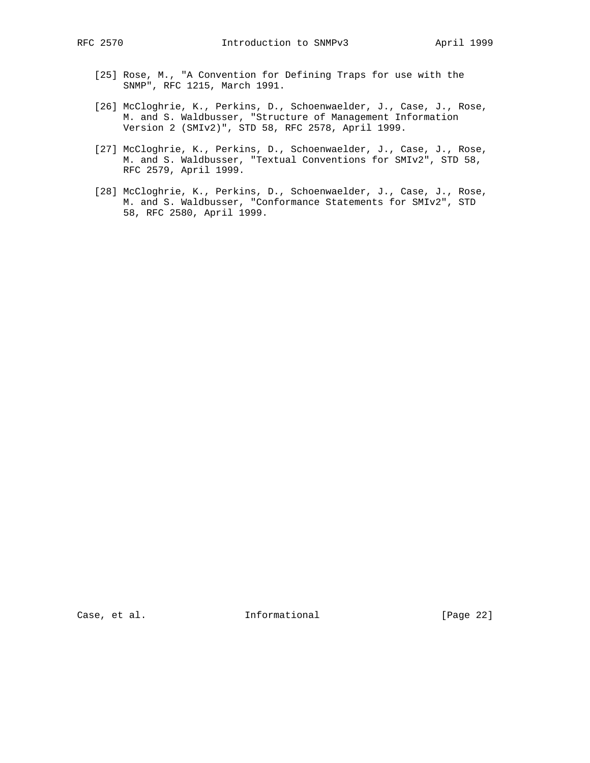[25] Rose, M., "A Convention for Defining Traps for use with the SNMP", RFC 1215, March 1991.

[26] McCloghrie, K., Perkins, D., Schoenwaelder, J., Case, J., Rose, M. and S. Waldbusser, "Structure of Management Information Version 2 (SMIv2)", STD 58, RFC 2578, April 1999.

[27] McCloghrie, K., Perkins, D., Schoenwaelder, J., Case, J., Rose, M. and S. Waldbusser, "Textual Conventions for SMIv2", STD 58, RFC 2579, April 1999.

[28] McCloghrie, K., Perkins, D., Schoenwaelder, J., Case, J., Rose, M. and S. Waldbusser, "Conformance Statements for SMIv2", STD 58, RFC 2580, April 1999.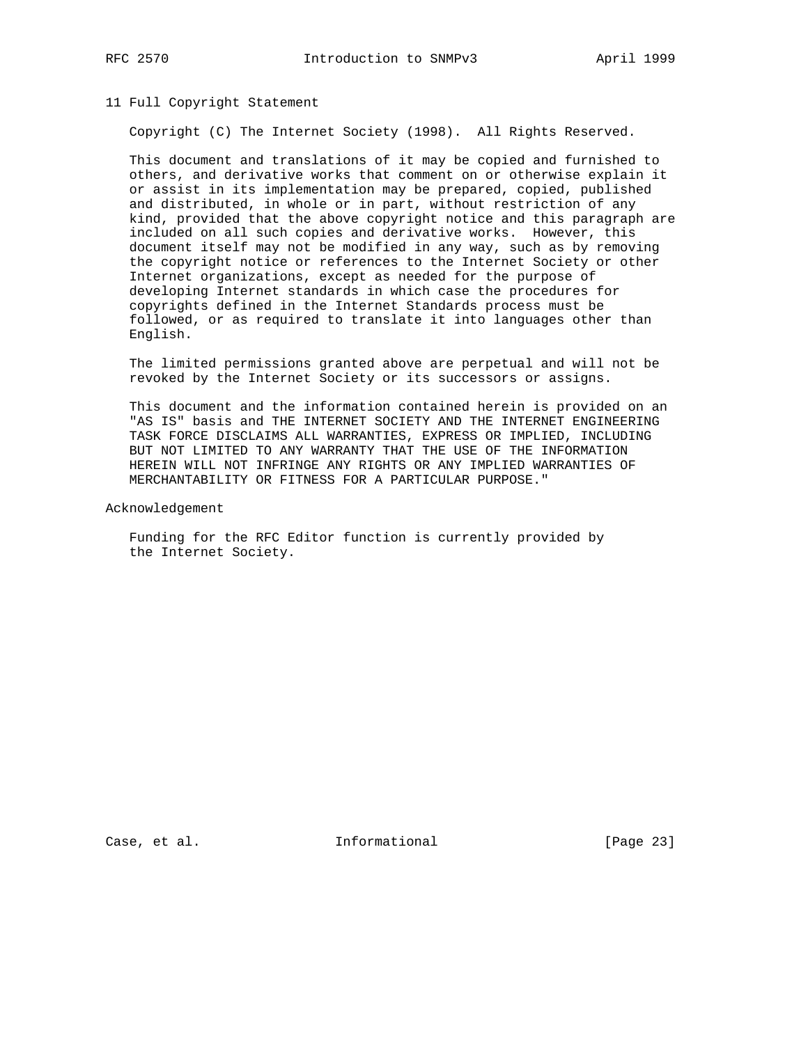## 11 Full Copyright Statement

Copyright (C) The Internet Society (1998). All Rights Reserved.

This document and translations of it may be copied and furnished to others, and derivative works that comment on or otherwise explain it or assist in its implementation may be prepared, copied, published and distributed, in whole or in part, without restriction of any kind, provided that the above copyright notice and this paragraph are included on all such copies and derivative works. However, this document itself may not be modified in any way, such as by removing the copyright notice or references to the Internet Society or other Internet organizations, except as needed for the purpose of developing Internet standards in which case the procedures for copyrights defined in the Internet Standards process must be followed, or as required to translate it into languages other than English.

The limited permissions granted above are perpetual and will not be revoked by the Internet Society or its successors or assigns.

This document and the information contained herein is provided on an "AS IS" basis and THE INTERNET SOCIETY AND THE INTERNET ENGINEERING TASK FORCE DISCLAIMS ALL WARRANTIES, EXPRESS OR IMPLIED, INCLUDING BUT NOT LIMITED TO ANY WARRANTY THAT THE USE OF THE INFORMATION HEREIN WILL NOT INFRINGE ANY RIGHTS OR ANY IMPLIED WARRANTIES OF MERCHANTABILITY OR FITNESS FOR A PARTICULAR PURPOSE."

## Acknowledgement

Funding for the RFC Editor function is currently provided by the Internet Society.